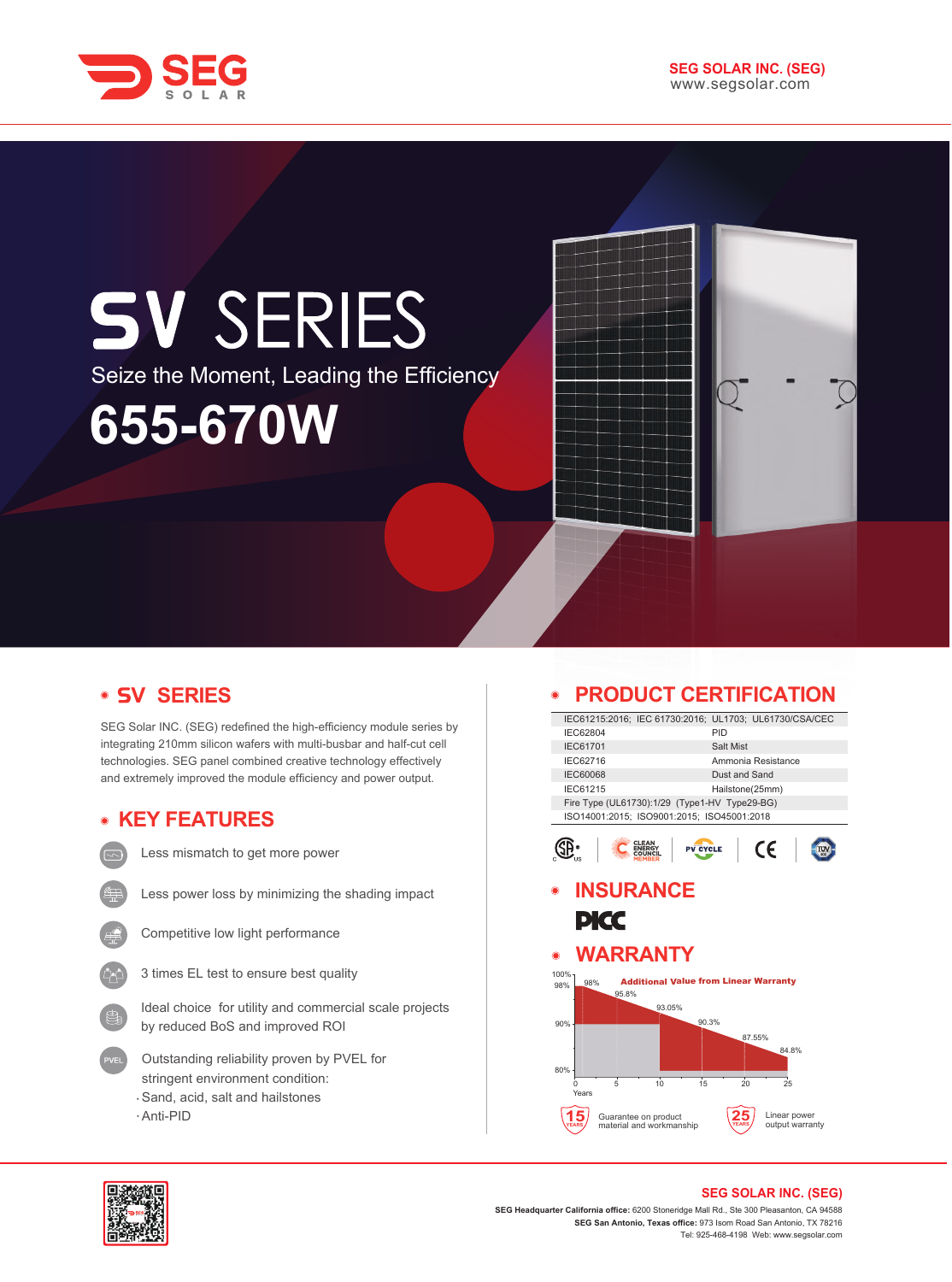SEG SOLAR

**SEG SOLAR INC. (SEG)**
www.segsolar.com

# SV SERIES

Seize the Moment, Leading the Efficiency

# 655-670W

## SV SERIES

SEG Solar INC. (SEG) redefined the high-efficiency module series by integrating 210mm silicon wafers with multi-busbar and half-cut cell technologies. SEG panel combined creative technology effectively and extremely improved the module efficiency and power output.

## KEY FEATURES

- Less mismatch to get more power
- Less power loss by minimizing the shading impact
- Competitive low light performance
- 3 times EL test to ensure best quality
- Ideal choice for utility and commercial scale projects by reduced BoS and improved ROI
- Outstanding reliability proven by PVEL for stringent environment condition:
  - Sand, acid, salt and hailstones
  - Anti-PID

## PRODUCT CERTIFICATION

| IEC61215:2016; IEC 61730:2016; UL1703; UL61730/CSA/CEC | |
|---|---|
| IEC62804 | PID |
| IEC61701 | Salt Mist |
| IEC62716 | Ammonia Resistance |
| IEC60068 | Dust and Sand |
| IEC61215 | Hailstone(25mm) |
| Fire Type (UL61730):1/29 (Type1-HV Type29-BG) | |
| ISO14001:2015; ISO9001:2015; ISO45001:2018 | |

CSA US · CLEAN ENERGY COUNCIL MEMBER · PV CYCLE · CE · TÜV

## INSURANCE

PICC

## WARRANTY

Additional Value from Linear Warranty

| Years | 0 | 1 | 5 | 10 | 15 | 20 | 25 |
|---|---|---|---|---|---|---|---|
| Power | 100% | 98% | 95.8% | 93.05% | 90.3% | 87.55% | 84.8% |

- 15 YEARS: Guarantee on product material and workmanship
- 25 YEARS: Linear power output warranty

**SEG SOLAR INC. (SEG)**

**SEG Headquarter California office:** 6200 Stoneridge Mall Rd., Ste 300 Pleasanton, CA 94588
**SEG San Antonio, Texas office:** 973 Isom Road San Antonio, TX 78216
Tel: 925-468-4198 Web: www.segsolar.com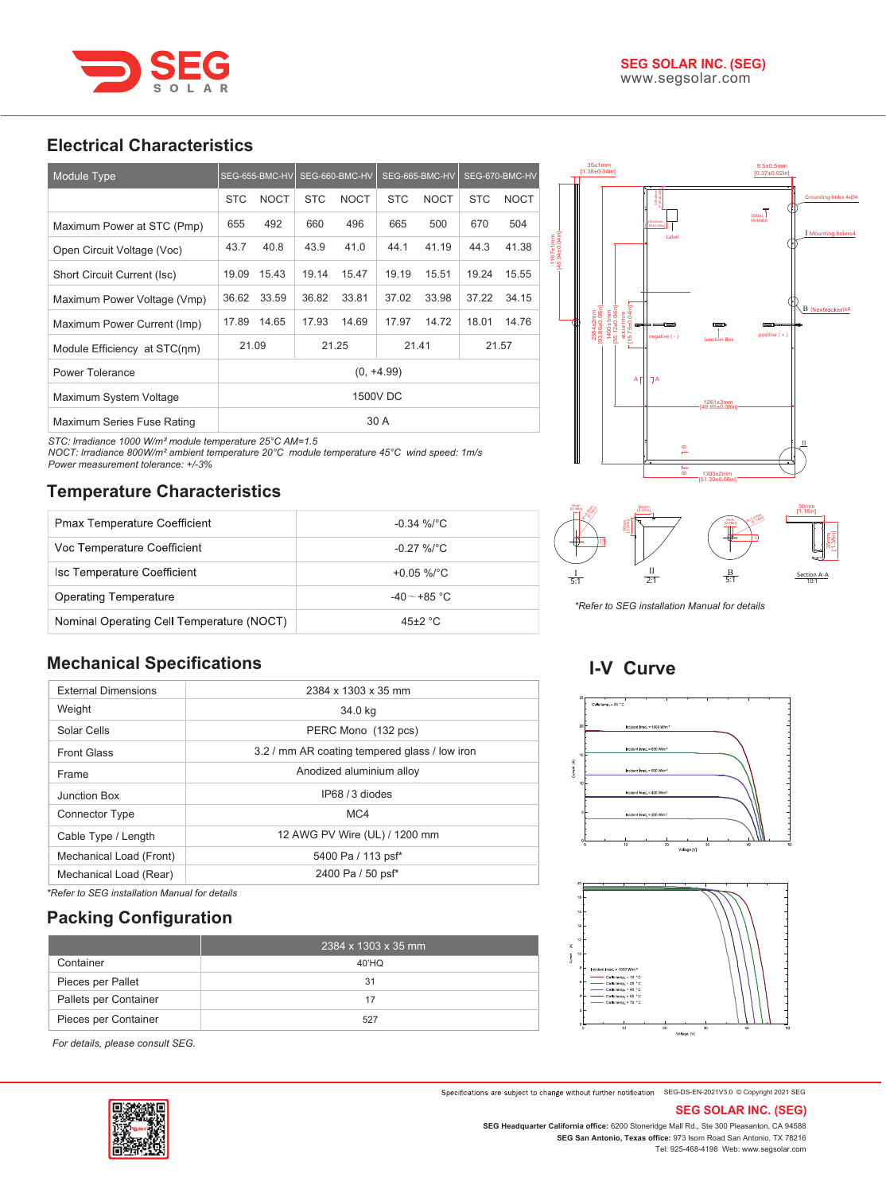SEG SOLAR INC. (SEG)
www.segsolar.com

## Electrical Characteristics

| Module Type | SEG-655-BMC-HV | | SEG-660-BMC-HV | | SEG-665-BMC-HV | | SEG-670-BMC-HV | |
|---|---|---|---|---|---|---|---|---|
| | STC | NOCT | STC | NOCT | STC | NOCT | STC | NOCT |
| Maximum Power at STC (Pmp) | 655 | 492 | 660 | 496 | 665 | 500 | 670 | 504 |
| Open Circuit Voltage (Voc) | 43.7 | 40.8 | 43.9 | 41.0 | 44.1 | 41.19 | 44.3 | 41.38 |
| Short Circuit Current (Isc) | 19.09 | 15.43 | 19.14 | 15.47 | 19.19 | 15.51 | 19.24 | 15.55 |
| Maximum Power Voltage (Vmp) | 36.62 | 33.59 | 36.82 | 33.81 | 37.02 | 33.98 | 37.22 | 34.15 |
| Maximum Power Current (Imp) | 17.89 | 14.65 | 17.93 | 14.69 | 17.97 | 14.72 | 18.01 | 14.76 |
| Module Efficiency at STC(ηm) | 21.09 | | 21.25 | | 21.41 | | 21.57 | |
| Power Tolerance | (0, +4.99) | | | | | | | |
| Maximum System Voltage | 1500V DC | | | | | | | |
| Maximum Series Fuse Rating | 30 A | | | | | | | |

*STC: Irradiance 1000 W/m² module temperature 25°C AM=1.5*
*NOCT: Irradiance 800W/m² ambient temperature 20°C module temperature 45°C wind speed: 1m/s*
*Power measurement tolerance: +/-3%*

35±1mm [1.38±0.04in]
9.5±0.5mm [0.37±0.02in]
Grounding holes 4xΦ4
Mounting holes x4
Label
SERIAL NUMBER
B (Nextracker)x4
1167±1mm [45.94±0.04in]
2384±2mm [93.86±0.08in]
1400±1mm [55.12±0.04in]
400±1mm [15.75±0.04in]
negative ( - )
Junction Box
positive ( + )
A A
1261±2mm [49.65±0.08in]
1303±2mm [51.30±0.08in]
I 5:1
II 2:1
B 5:1
30mm [1.18in]
35mm [1.38in]
Section A-A 10:1

*Refer to SEG installation Manual for details

## Temperature Characteristics

| | |
|---|---|
| Pmax Temperature Coefficient | -0.34 %/°C |
| Voc Temperature Coefficient | -0.27 %/°C |
| Isc Temperature Coefficient | +0.05 %/°C |
| Operating Temperature | -40 ~ +85 °C |
| Nominal Operating Cell Temperature (NOCT) | 45±2 °C |

## Mechanical Specifications

| | |
|---|---|
| External Dimensions | 2384 x 1303 x 35 mm |
| Weight | 34.0 kg |
| Solar Cells | PERC Mono (132 pcs) |
| Front Glass | 3.2 / mm AR coating tempered glass / low iron |
| Frame | Anodized aluminium alloy |
| Junction Box | IP68 / 3 diodes |
| Connector Type | MC4 |
| Cable Type / Length | 12 AWG PV Wire (UL) / 1200 mm |
| Mechanical Load (Front) | 5400 Pa / 113 psf* |
| Mechanical Load (Rear) | 2400 Pa / 50 psf* |

*Refer to SEG installation Manual for details

## I-V Curve

Cells temp. = 25 °C
Incident Irrad. = 1000 W/m²
Incident Irrad. = 800 W/m²
Incident Irrad. = 600 W/m²
Incident Irrad. = 400 W/m²
Incident Irrad. = 200 W/m²
Current (A)
Voltage (V)
0 10 20 30 40 50

Incident Irrad. = 1000 W/m²
Cells temp. = 10 °C
Cells temp. = 25 °C
Cells temp. = 40 °C
Cells temp. = 55 °C
Cells temp. = 70 °C
Current (A)
Voltage (V)
0 10 20 30 40 50

## Packing Configuration

| | 2384 x 1303 x 35 mm |
|---|---|
| Container | 40'HQ |
| Pieces per Pallet | 31 |
| Pallets per Container | 17 |
| Pieces per Container | 527 |

*For details, please consult SEG.*

Specifications are subject to change without further notification SEG-DS-EN-2021V3.0 © Copyright 2021 SEG

**SEG SOLAR INC. (SEG)**

**SEG Headquarter California office:** 6200 Stoneridge Mall Rd., Ste 300 Pleasanton, CA 94588
**SEG San Antonio, Texas office:** 973 Isom Road San Antonio, TX 78216
Tel: 925-468-4198 Web: www.segsolar.com